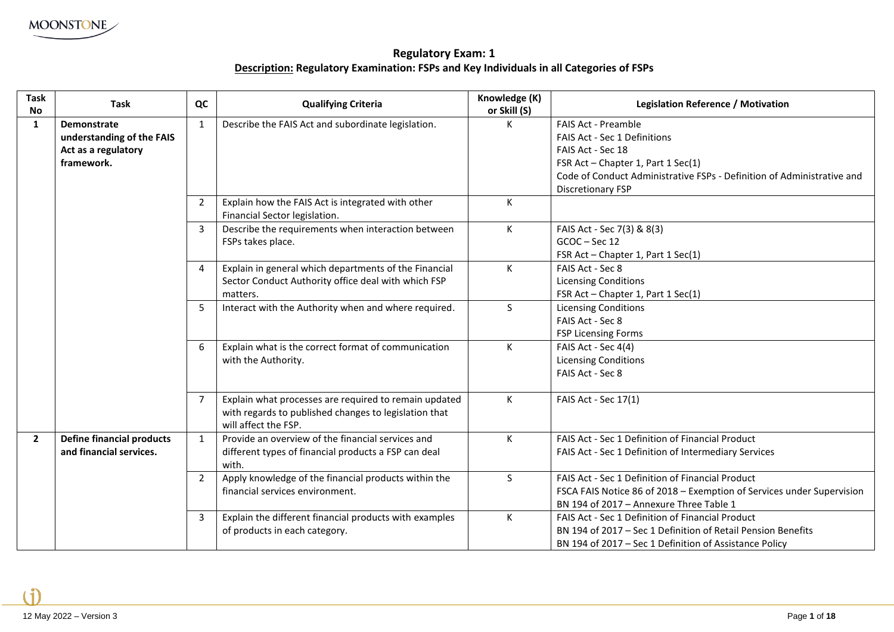## Regulatory Exam: 1

**Description: Regulatory Examination: FSPs and Key Individuals in all Categories of FSPs**

| Task No | Task | QC | Qualifying Criteria | Knowledge (K) or Skill (S) | Legislation Reference / Motivation |
|---|---|---|---|---|---|
| **1** | **Demonstrate understanding of the FAIS Act as a regulatory framework.** | 1 | Describe the FAIS Act and subordinate legislation. | K | FAIS Act - Preamble<br>FAIS Act - Sec 1 Definitions<br>FAIS Act - Sec 18<br>FSR Act – Chapter 1, Part 1 Sec(1)<br>Code of Conduct Administrative FSPs - Definition of Administrative and Discretionary FSP |
| | | 2 | Explain how the FAIS Act is integrated with other Financial Sector legislation. | K | |
| | | 3 | Describe the requirements when interaction between FSPs takes place. | K | FAIS Act - Sec 7(3) & 8(3)<br>GCOC – Sec 12<br>FSR Act – Chapter 1, Part 1 Sec(1) |
| | | 4 | Explain in general which departments of the Financial Sector Conduct Authority office deal with which FSP matters. | K | FAIS Act - Sec 8<br>Licensing Conditions<br>FSR Act – Chapter 1, Part 1 Sec(1) |
| | | 5 | Interact with the Authority when and where required. | S | Licensing Conditions<br>FAIS Act - Sec 8<br>FSP Licensing Forms |
| | | 6 | Explain what is the correct format of communication with the Authority. | K | FAIS Act - Sec 4(4)<br>Licensing Conditions<br>FAIS Act - Sec 8 |
| | | 7 | Explain what processes are required to remain updated with regards to published changes to legislation that will affect the FSP. | K | FAIS Act - Sec 17(1) |
| **2** | **Define financial products and financial services.** | 1 | Provide an overview of the financial services and different types of financial products a FSP can deal with. | K | FAIS Act - Sec 1 Definition of Financial Product<br>FAIS Act - Sec 1 Definition of Intermediary Services |
| | | 2 | Apply knowledge of the financial products within the financial services environment. | S | FAIS Act - Sec 1 Definition of Financial Product<br>FSCA FAIS Notice 86 of 2018 – Exemption of Services under Supervision<br>BN 194 of 2017 – Annexure Three Table 1 |
| | | 3 | Explain the different financial products with examples of products in each category. | K | FAIS Act - Sec 1 Definition of Financial Product<br>BN 194 of 2017 – Sec 1 Definition of Retail Pension Benefits<br>BN 194 of 2017 – Sec 1 Definition of Assistance Policy |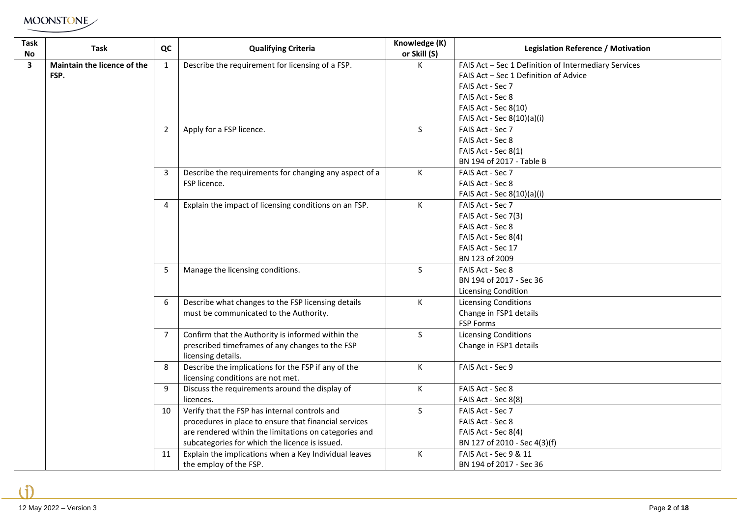| Task No | Task | QC | Qualifying Criteria | Knowledge (K) or Skill (S) | Legislation Reference / Motivation |
|---|---|---|---|---|---|
| **3** | **Maintain the licence of the FSP.** | 1 | Describe the requirement for licensing of a FSP. | K | FAIS Act – Sec 1 Definition of Intermediary Services<br>FAIS Act – Sec 1 Definition of Advice<br>FAIS Act - Sec 7<br>FAIS Act - Sec 8<br>FAIS Act - Sec 8(10)<br>FAIS Act - Sec 8(10)(a)(i) |
| | | 2 | Apply for a FSP licence. | S | FAIS Act - Sec 7<br>FAIS Act - Sec 8<br>FAIS Act - Sec 8(1)<br>BN 194 of 2017 - Table B |
| | | 3 | Describe the requirements for changing any aspect of a FSP licence. | K | FAIS Act - Sec 7<br>FAIS Act - Sec 8<br>FAIS Act - Sec 8(10)(a)(i) |
| | | 4 | Explain the impact of licensing conditions on an FSP. | K | FAIS Act - Sec 7<br>FAIS Act - Sec 7(3)<br>FAIS Act - Sec 8<br>FAIS Act - Sec 8(4)<br>FAIS Act - Sec 17<br>BN 123 of 2009 |
| | | 5 | Manage the licensing conditions. | S | FAIS Act - Sec 8<br>BN 194 of 2017 - Sec 36<br>Licensing Condition |
| | | 6 | Describe what changes to the FSP licensing details must be communicated to the Authority. | K | Licensing Conditions<br>Change in FSP1 details<br>FSP Forms |
| | | 7 | Confirm that the Authority is informed within the prescribed timeframes of any changes to the FSP licensing details. | S | Licensing Conditions<br>Change in FSP1 details |
| | | 8 | Describe the implications for the FSP if any of the licensing conditions are not met. | K | FAIS Act - Sec 9 |
| | | 9 | Discuss the requirements around the display of licences. | K | FAIS Act - Sec 8<br>FAIS Act - Sec 8(8) |
| | | 10 | Verify that the FSP has internal controls and procedures in place to ensure that financial services are rendered within the limitations on categories and subcategories for which the licence is issued. | S | FAIS Act - Sec 7<br>FAIS Act - Sec 8<br>FAIS Act - Sec 8(4)<br>BN 127 of 2010 - Sec 4(3)(f) |
| | | 11 | Explain the implications when a Key Individual leaves the employ of the FSP. | K | FAIS Act - Sec 9 & 11<br>BN 194 of 2017 - Sec 36 |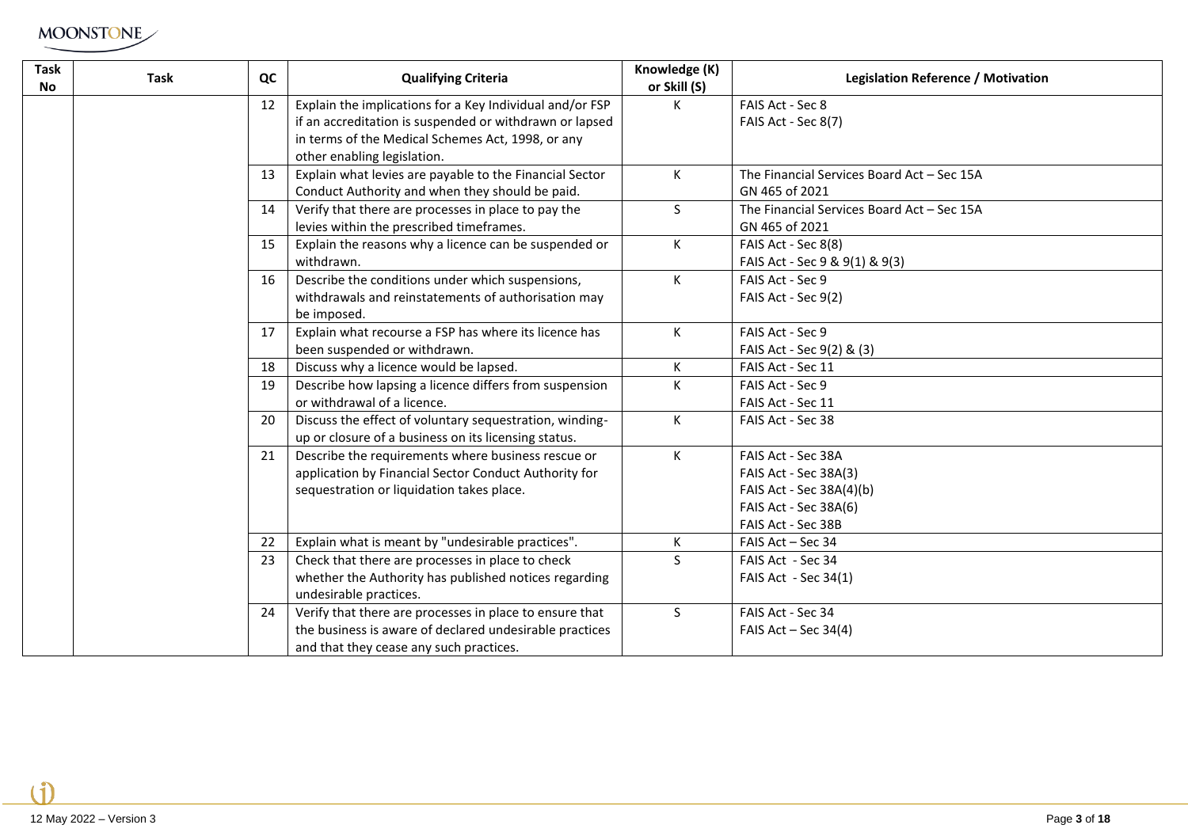| Task No | Task | QC | Qualifying Criteria | Knowledge (K) or Skill (S) | Legislation Reference / Motivation |
|---|---|---|---|---|---|
| | | 12 | Explain the implications for a Key Individual and/or FSP if an accreditation is suspended or withdrawn or lapsed in terms of the Medical Schemes Act, 1998, or any other enabling legislation. | K | FAIS Act - Sec 8<br>FAIS Act - Sec 8(7) |
| | | 13 | Explain what levies are payable to the Financial Sector Conduct Authority and when they should be paid. | K | The Financial Services Board Act – Sec 15A<br>GN 465 of 2021 |
| | | 14 | Verify that there are processes in place to pay the levies within the prescribed timeframes. | S | The Financial Services Board Act – Sec 15A<br>GN 465 of 2021 |
| | | 15 | Explain the reasons why a licence can be suspended or withdrawn. | K | FAIS Act - Sec 8(8)<br>FAIS Act - Sec 9 & 9(1) & 9(3) |
| | | 16 | Describe the conditions under which suspensions, withdrawals and reinstatements of authorisation may be imposed. | K | FAIS Act - Sec 9<br>FAIS Act - Sec 9(2) |
| | | 17 | Explain what recourse a FSP has where its licence has been suspended or withdrawn. | K | FAIS Act - Sec 9<br>FAIS Act - Sec 9(2) & (3) |
| | | 18 | Discuss why a licence would be lapsed. | K | FAIS Act - Sec 11 |
| | | 19 | Describe how lapsing a licence differs from suspension or withdrawal of a licence. | K | FAIS Act - Sec 9<br>FAIS Act - Sec 11 |
| | | 20 | Discuss the effect of voluntary sequestration, winding-up or closure of a business on its licensing status. | K | FAIS Act - Sec 38 |
| | | 21 | Describe the requirements where business rescue or application by Financial Sector Conduct Authority for sequestration or liquidation takes place. | K | FAIS Act - Sec 38A<br>FAIS Act - Sec 38A(3)<br>FAIS Act - Sec 38A(4)(b)<br>FAIS Act - Sec 38A(6)<br>FAIS Act - Sec 38B |
| | | 22 | Explain what is meant by "undesirable practices". | K | FAIS Act – Sec 34 |
| | | 23 | Check that there are processes in place to check whether the Authority has published notices regarding undesirable practices. | S | FAIS Act - Sec 34<br>FAIS Act - Sec 34(1) |
| | | 24 | Verify that there are processes in place to ensure that the business is aware of declared undesirable practices and that they cease any such practices. | S | FAIS Act - Sec 34<br>FAIS Act – Sec 34(4) |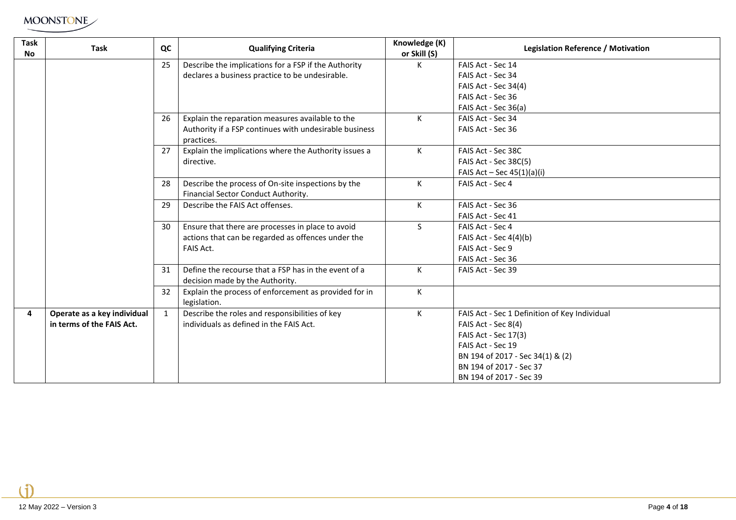| Task No | Task | QC | Qualifying Criteria | Knowledge (K) or Skill (S) | Legislation Reference / Motivation |
| --- | --- | --- | --- | --- | --- |
| | | 25 | Describe the implications for a FSP if the Authority declares a business practice to be undesirable. | K | FAIS Act - Sec 14<br>FAIS Act - Sec 34<br>FAIS Act - Sec 34(4)<br>FAIS Act - Sec 36<br>FAIS Act - Sec 36(a) |
| | | 26 | Explain the reparation measures available to the Authority if a FSP continues with undesirable business practices. | K | FAIS Act - Sec 34<br>FAIS Act - Sec 36 |
| | | 27 | Explain the implications where the Authority issues a directive. | K | FAIS Act - Sec 38C<br>FAIS Act - Sec 38C(5)<br>FAIS Act – Sec 45(1)(a)(i) |
| | | 28 | Describe the process of On-site inspections by the Financial Sector Conduct Authority. | K | FAIS Act - Sec 4 |
| | | 29 | Describe the FAIS Act offenses. | K | FAIS Act - Sec 36<br>FAIS Act - Sec 41 |
| | | 30 | Ensure that there are processes in place to avoid actions that can be regarded as offences under the FAIS Act. | S | FAIS Act - Sec 4<br>FAIS Act - Sec 4(4)(b)<br>FAIS Act - Sec 9<br>FAIS Act - Sec 36 |
| | | 31 | Define the recourse that a FSP has in the event of a decision made by the Authority. | K | FAIS Act - Sec 39 |
| | | 32 | Explain the process of enforcement as provided for in legislation. | K | |
| **4** | **Operate as a key individual in terms of the FAIS Act.** | 1 | Describe the roles and responsibilities of key individuals as defined in the FAIS Act. | K | FAIS Act - Sec 1 Definition of Key Individual<br>FAIS Act - Sec 8(4)<br>FAIS Act - Sec 17(3)<br>FAIS Act - Sec 19<br>BN 194 of 2017 - Sec 34(1) & (2)<br>BN 194 of 2017 - Sec 37<br>BN 194 of 2017 - Sec 39 |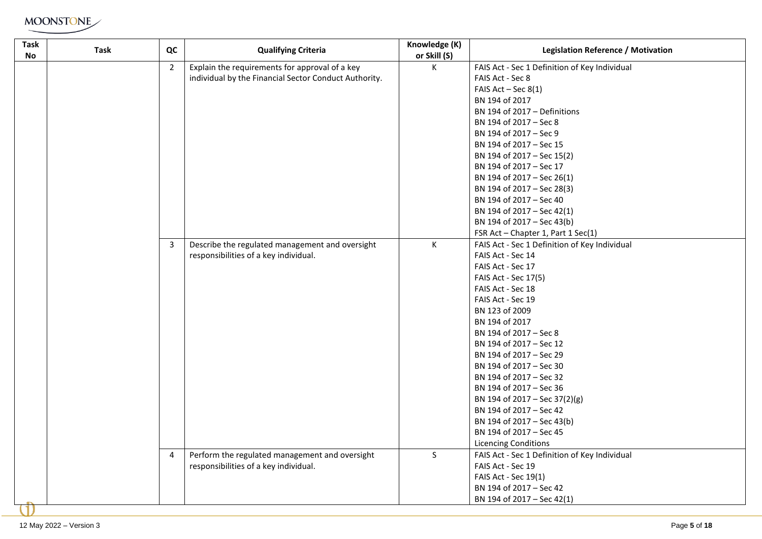| Task No | Task | QC | Qualifying Criteria | Knowledge (K) or Skill (S) | Legislation Reference / Motivation |
|---|---|---|---|---|---|
| | | 2 | Explain the requirements for approval of a key individual by the Financial Sector Conduct Authority. | K | FAIS Act - Sec 1 Definition of Key Individual<br>FAIS Act - Sec 8<br>FAIS Act – Sec 8(1)<br>BN 194 of 2017<br>BN 194 of 2017 – Definitions<br>BN 194 of 2017 – Sec 8<br>BN 194 of 2017 – Sec 9<br>BN 194 of 2017 – Sec 15<br>BN 194 of 2017 – Sec 15(2)<br>BN 194 of 2017 – Sec 17<br>BN 194 of 2017 – Sec 26(1)<br>BN 194 of 2017 – Sec 28(3)<br>BN 194 of 2017 – Sec 40<br>BN 194 of 2017 – Sec 42(1)<br>BN 194 of 2017 – Sec 43(b)<br>FSR Act – Chapter 1, Part 1 Sec(1) |
| | | 3 | Describe the regulated management and oversight responsibilities of a key individual. | K | FAIS Act - Sec 1 Definition of Key Individual<br>FAIS Act - Sec 14<br>FAIS Act - Sec 17<br>FAIS Act - Sec 17(5)<br>FAIS Act - Sec 18<br>FAIS Act - Sec 19<br>BN 123 of 2009<br>BN 194 of 2017<br>BN 194 of 2017 – Sec 8<br>BN 194 of 2017 – Sec 12<br>BN 194 of 2017 – Sec 29<br>BN 194 of 2017 – Sec 30<br>BN 194 of 2017 – Sec 32<br>BN 194 of 2017 – Sec 36<br>BN 194 of 2017 – Sec 37(2)(g)<br>BN 194 of 2017 – Sec 42<br>BN 194 of 2017 – Sec 43(b)<br>BN 194 of 2017 – Sec 45<br>Licencing Conditions |
| | | 4 | Perform the regulated management and oversight responsibilities of a key individual. | S | FAIS Act - Sec 1 Definition of Key Individual<br>FAIS Act - Sec 19<br>FAIS Act - Sec 19(1)<br>BN 194 of 2017 – Sec 42<br>BN 194 of 2017 – Sec 42(1) |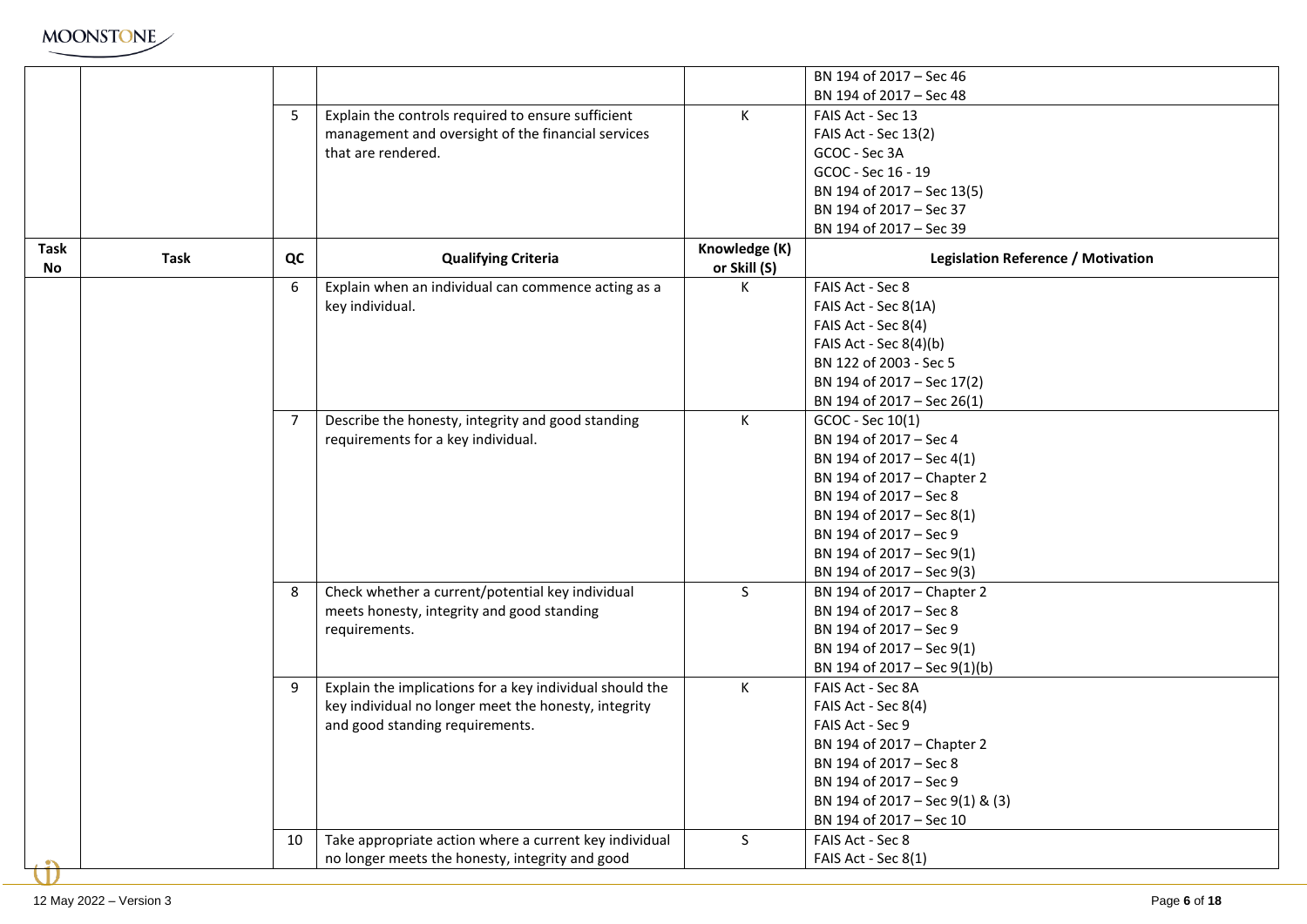| Task No | Task | QC | Qualifying Criteria | Knowledge (K) or Skill (S) | Legislation Reference / Motivation |
|---|---|---|---|---|---|
| | | | | | BN 194 of 2017 – Sec 46<br>BN 194 of 2017 – Sec 48 |
| | | 5 | Explain the controls required to ensure sufficient management and oversight of the financial services that are rendered. | K | FAIS Act - Sec 13<br>FAIS Act - Sec 13(2)<br>GCOC - Sec 3A<br>GCOC - Sec 16 - 19<br>BN 194 of 2017 – Sec 13(5)<br>BN 194 of 2017 – Sec 37<br>BN 194 of 2017 – Sec 39 |
| | | 6 | Explain when an individual can commence acting as a key individual. | K | FAIS Act - Sec 8<br>FAIS Act - Sec 8(1A)<br>FAIS Act - Sec 8(4)<br>FAIS Act - Sec 8(4)(b)<br>BN 122 of 2003 - Sec 5<br>BN 194 of 2017 – Sec 17(2)<br>BN 194 of 2017 – Sec 26(1) |
| | | 7 | Describe the honesty, integrity and good standing requirements for a key individual. | K | GCOC - Sec 10(1)<br>BN 194 of 2017 – Sec 4<br>BN 194 of 2017 – Sec 4(1)<br>BN 194 of 2017 – Chapter 2<br>BN 194 of 2017 – Sec 8<br>BN 194 of 2017 – Sec 8(1)<br>BN 194 of 2017 – Sec 9<br>BN 194 of 2017 – Sec 9(1)<br>BN 194 of 2017 – Sec 9(3) |
| | | 8 | Check whether a current/potential key individual meets honesty, integrity and good standing requirements. | S | BN 194 of 2017 – Chapter 2<br>BN 194 of 2017 – Sec 8<br>BN 194 of 2017 – Sec 9<br>BN 194 of 2017 – Sec 9(1)<br>BN 194 of 2017 – Sec 9(1)(b) |
| | | 9 | Explain the implications for a key individual should the key individual no longer meet the honesty, integrity and good standing requirements. | K | FAIS Act - Sec 8A<br>FAIS Act - Sec 8(4)<br>FAIS Act - Sec 9<br>BN 194 of 2017 – Chapter 2<br>BN 194 of 2017 – Sec 8<br>BN 194 of 2017 – Sec 9<br>BN 194 of 2017 – Sec 9(1) & (3)<br>BN 194 of 2017 – Sec 10 |
| | | 10 | Take appropriate action where a current key individual no longer meets the honesty, integrity and good | S | FAIS Act - Sec 8<br>FAIS Act - Sec 8(1) |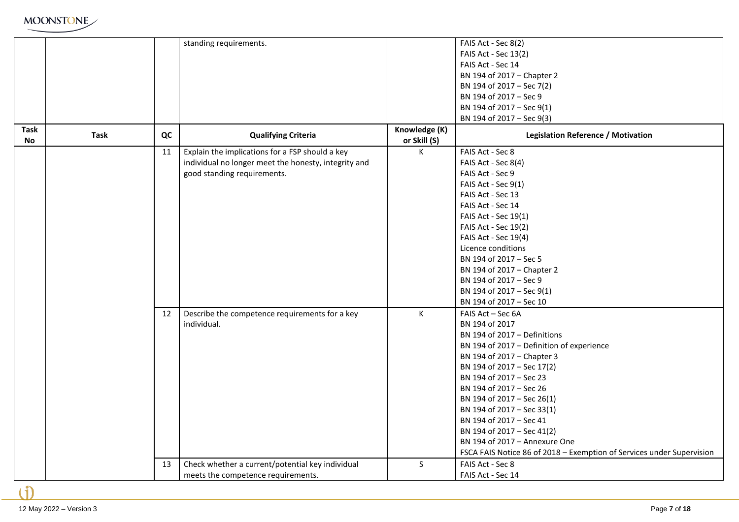| Task No | Task | QC | Qualifying Criteria | Knowledge (K) or Skill (S) | Legislation Reference / Motivation |
|---|---|---|---|---|---|
| | | | standing requirements. | | FAIS Act - Sec 8(2)<br>FAIS Act - Sec 13(2)<br>FAIS Act - Sec 14<br>BN 194 of 2017 – Chapter 2<br>BN 194 of 2017 – Sec 7(2)<br>BN 194 of 2017 – Sec 9<br>BN 194 of 2017 – Sec 9(1)<br>BN 194 of 2017 – Sec 9(3) |
| | | 11 | Explain the implications for a FSP should a key individual no longer meet the honesty, integrity and good standing requirements. | K | FAIS Act - Sec 8<br>FAIS Act - Sec 8(4)<br>FAIS Act - Sec 9<br>FAIS Act - Sec 9(1)<br>FAIS Act - Sec 13<br>FAIS Act - Sec 14<br>FAIS Act - Sec 19(1)<br>FAIS Act - Sec 19(2)<br>FAIS Act - Sec 19(4)<br>Licence conditions<br>BN 194 of 2017 – Sec 5<br>BN 194 of 2017 – Chapter 2<br>BN 194 of 2017 – Sec 9<br>BN 194 of 2017 – Sec 9(1)<br>BN 194 of 2017 – Sec 10 |
| | | 12 | Describe the competence requirements for a key individual. | K | FAIS Act – Sec 6A<br>BN 194 of 2017<br>BN 194 of 2017 – Definitions<br>BN 194 of 2017 – Definition of experience<br>BN 194 of 2017 – Chapter 3<br>BN 194 of 2017 – Sec 17(2)<br>BN 194 of 2017 – Sec 23<br>BN 194 of 2017 – Sec 26<br>BN 194 of 2017 – Sec 26(1)<br>BN 194 of 2017 – Sec 33(1)<br>BN 194 of 2017 – Sec 41<br>BN 194 of 2017 – Sec 41(2)<br>BN 194 of 2017 – Annexure One<br>FSCA FAIS Notice 86 of 2018 – Exemption of Services under Supervision |
| | | 13 | Check whether a current/potential key individual meets the competence requirements. | S | FAIS Act - Sec 8<br>FAIS Act - Sec 14 |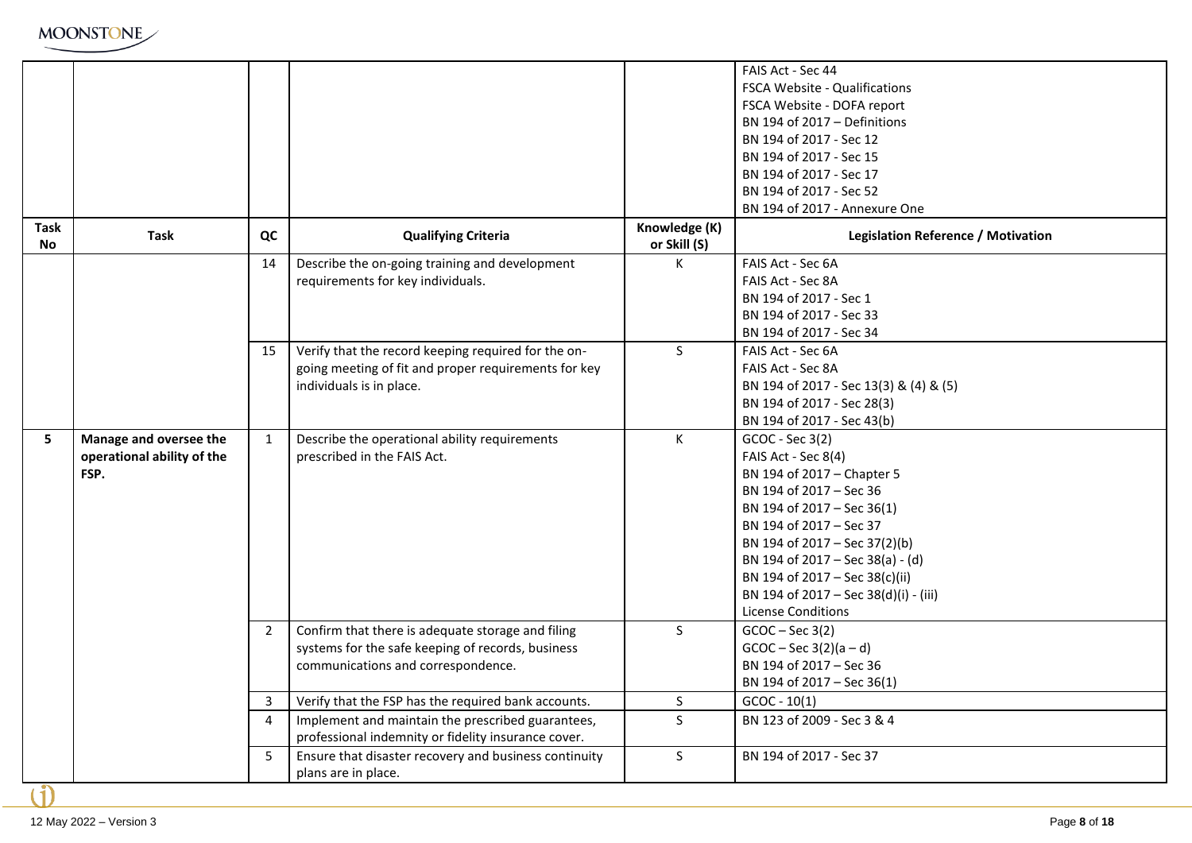| Task No | Task | QC | Qualifying Criteria | Knowledge (K) or Skill (S) | Legislation Reference / Motivation |
|---|---|---|---|---|---|
| | | | | | FAIS Act - Sec 44<br>FSCA Website - Qualifications<br>FSCA Website - DOFA report<br>BN 194 of 2017 – Definitions<br>BN 194 of 2017 - Sec 12<br>BN 194 of 2017 - Sec 15<br>BN 194 of 2017 - Sec 17<br>BN 194 of 2017 - Sec 52<br>BN 194 of 2017 - Annexure One |
| | | 14 | Describe the on-going training and development requirements for key individuals. | K | FAIS Act - Sec 6A<br>FAIS Act - Sec 8A<br>BN 194 of 2017 - Sec 1<br>BN 194 of 2017 - Sec 33<br>BN 194 of 2017 - Sec 34 |
| | | 15 | Verify that the record keeping required for the on-going meeting of fit and proper requirements for key individuals is in place. | S | FAIS Act - Sec 6A<br>FAIS Act - Sec 8A<br>BN 194 of 2017 - Sec 13(3) & (4) & (5)<br>BN 194 of 2017 - Sec 28(3)<br>BN 194 of 2017 - Sec 43(b) |
| **5** | **Manage and oversee the operational ability of the FSP.** | 1 | Describe the operational ability requirements prescribed in the FAIS Act. | K | GCOC - Sec 3(2)<br>FAIS Act - Sec 8(4)<br>BN 194 of 2017 – Chapter 5<br>BN 194 of 2017 – Sec 36<br>BN 194 of 2017 – Sec 36(1)<br>BN 194 of 2017 – Sec 37<br>BN 194 of 2017 – Sec 37(2)(b)<br>BN 194 of 2017 – Sec 38(a) - (d)<br>BN 194 of 2017 – Sec 38(c)(ii)<br>BN 194 of 2017 – Sec 38(d)(i) - (iii)<br>License Conditions |
| | | 2 | Confirm that there is adequate storage and filing systems for the safe keeping of records, business communications and correspondence. | S | GCOC – Sec 3(2)<br>GCOC – Sec 3(2)(a – d)<br>BN 194 of 2017 – Sec 36<br>BN 194 of 2017 – Sec 36(1) |
| | | 3 | Verify that the FSP has the required bank accounts. | S | GCOC - 10(1) |
| | | 4 | Implement and maintain the prescribed guarantees, professional indemnity or fidelity insurance cover. | S | BN 123 of 2009 - Sec 3 & 4 |
| | | 5 | Ensure that disaster recovery and business continuity plans are in place. | S | BN 194 of 2017 - Sec 37 |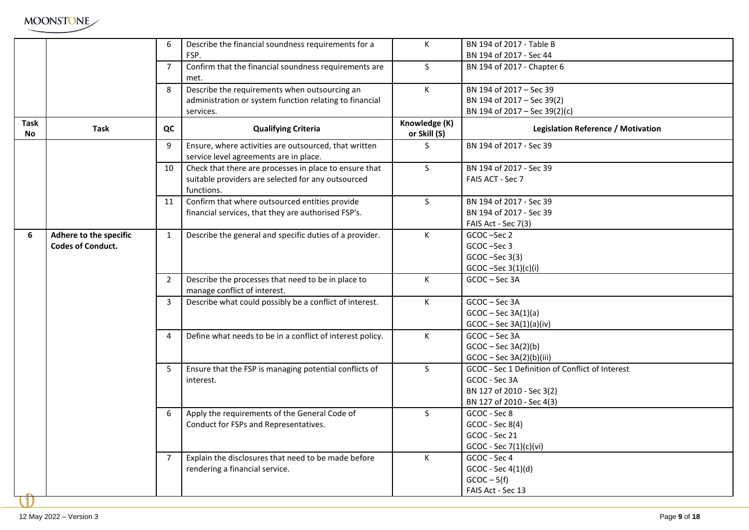| Task No | Task | QC | Qualifying Criteria | Knowledge (K) or Skill (S) | Legislation Reference / Motivation |
|---|---|---|---|---|---|
| | | 6 | Describe the financial soundness requirements for a FSP. | K | BN 194 of 2017 - Table B<br>BN 194 of 2017 - Sec 44 |
| | | 7 | Confirm that the financial soundness requirements are met. | S | BN 194 of 2017 - Chapter 6 |
| | | 8 | Describe the requirements when outsourcing an administration or system function relating to financial services. | K | BN 194 of 2017 – Sec 39<br>BN 194 of 2017 – Sec 39(2)<br>BN 194 of 2017 – Sec 39(2)(c) |
| | | 9 | Ensure, where activities are outsourced, that written service level agreements are in place. | S | BN 194 of 2017 - Sec 39 |
| | | 10 | Check that there are processes in place to ensure that suitable providers are selected for any outsourced functions. | S | BN 194 of 2017 - Sec 39<br>FAIS ACT - Sec 7 |
| | | 11 | Confirm that where outsourced entities provide financial services, that they are authorised FSP's. | S | BN 194 of 2017 - Sec 39<br>BN 194 of 2017 - Sec 39<br>FAIS Act - Sec 7(3) |
| **6** | **Adhere to the specific Codes of Conduct.** | 1 | Describe the general and specific duties of a provider. | K | GCOC –Sec 2<br>GCOC –Sec 3<br>GCOC –Sec 3(3)<br>GCOC –Sec 3(1)(c)(i) |
| | | 2 | Describe the processes that need to be in place to manage conflict of interest. | K | GCOC – Sec 3A |
| | | 3 | Describe what could possibly be a conflict of interest. | K | GCOC – Sec 3A<br>GCOC – Sec 3A(1)(a)<br>GCOC – Sec 3A(1)(a)(iv) |
| | | 4 | Define what needs to be in a conflict of interest policy. | K | GCOC – Sec 3A<br>GCOC – Sec 3A(2)(b)<br>GCOC – Sec 3A(2)(b)(iii) |
| | | 5 | Ensure that the FSP is managing potential conflicts of interest. | S | GCOC - Sec 1 Definition of Conflict of Interest<br>GCOC - Sec 3A<br>BN 127 of 2010 - Sec 3(2)<br>BN 127 of 2010 - Sec 4(3) |
| | | 6 | Apply the requirements of the General Code of Conduct for FSPs and Representatives. | S | GCOC - Sec 8<br>GCOC - Sec 8(4)<br>GCOC - Sec 21<br>GCOC - Sec 7(1)(c)(vi) |
| | | 7 | Explain the disclosures that need to be made before rendering a financial service. | K | GCOC - Sec 4<br>GCOC - Sec 4(1)(d)<br>GCOC – 5(f)<br>FAIS Act - Sec 13 |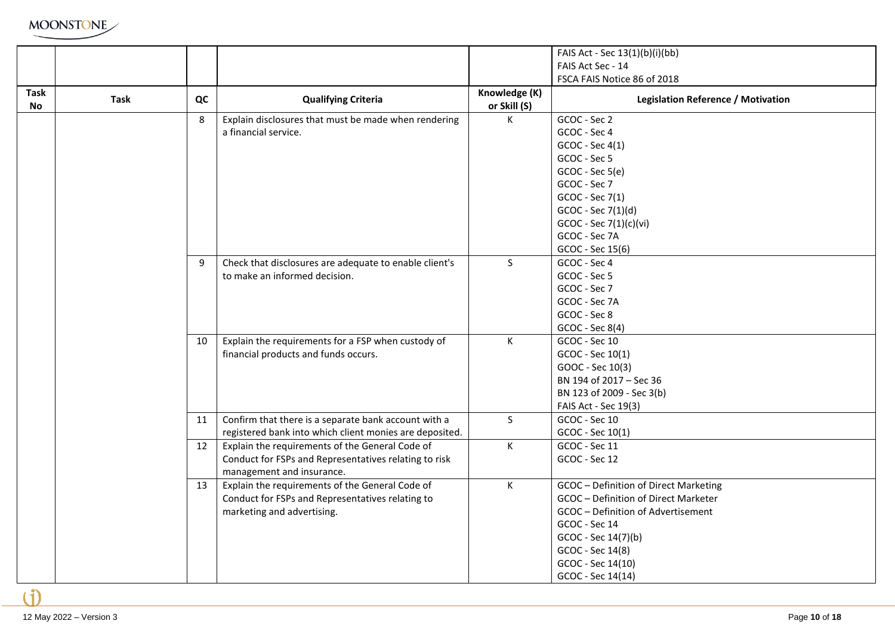| Task No | Task | QC | Qualifying Criteria | Knowledge (K) or Skill (S) | Legislation Reference / Motivation |
|---|---|---|---|---|---|
| | | | | | FAIS Act - Sec 13(1)(b)(i)(bb)<br>FAIS Act Sec - 14<br>FSCA FAIS Notice 86 of 2018 |
| | | 8 | Explain disclosures that must be made when rendering a financial service. | K | GCOC - Sec 2<br>GCOC - Sec 4<br>GCOC - Sec 4(1)<br>GCOC - Sec 5<br>GCOC - Sec 5(e)<br>GCOC - Sec 7<br>GCOC - Sec 7(1)<br>GCOC - Sec 7(1)(d)<br>GCOC - Sec 7(1)(c)(vi)<br>GCOC - Sec 7A<br>GCOC - Sec 15(6) |
| | | 9 | Check that disclosures are adequate to enable client's to make an informed decision. | S | GCOC - Sec 4<br>GCOC - Sec 5<br>GCOC - Sec 7<br>GCOC - Sec 7A<br>GCOC - Sec 8<br>GCOC - Sec 8(4) |
| | | 10 | Explain the requirements for a FSP when custody of financial products and funds occurs. | K | GCOC - Sec 10<br>GCOC - Sec 10(1)<br>GOOC - Sec 10(3)<br>BN 194 of 2017 – Sec 36<br>BN 123 of 2009 - Sec 3(b)<br>FAIS Act - Sec 19(3) |
| | | 11 | Confirm that there is a separate bank account with a registered bank into which client monies are deposited. | S | GCOC - Sec 10<br>GCOC - Sec 10(1) |
| | | 12 | Explain the requirements of the General Code of Conduct for FSPs and Representatives relating to risk management and insurance. | K | GCOC - Sec 11<br>GCOC - Sec 12 |
| | | 13 | Explain the requirements of the General Code of Conduct for FSPs and Representatives relating to marketing and advertising. | K | GCOC – Definition of Direct Marketing<br>GCOC – Definition of Direct Marketer<br>GCOC – Definition of Advertisement<br>GCOC - Sec 14<br>GCOC - Sec 14(7)(b)<br>GCOC - Sec 14(8)<br>GCOC - Sec 14(10)<br>GCOC - Sec 14(14) |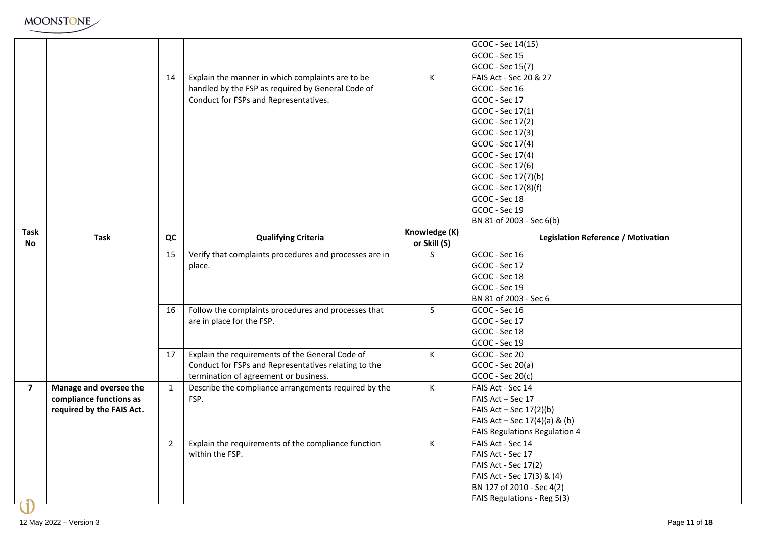| Task No | Task | QC | Qualifying Criteria | Knowledge (K) or Skill (S) | Legislation Reference / Motivation |
|---|---|---|---|---|---|
| | | | | | GCOC - Sec 14(15)<br>GCOC - Sec 15<br>GCOC - Sec 15(7) |
| | | 14 | Explain the manner in which complaints are to be handled by the FSP as required by General Code of Conduct for FSPs and Representatives. | K | FAIS Act - Sec 20 & 27<br>GCOC - Sec 16<br>GCOC - Sec 17<br>GCOC - Sec 17(1)<br>GCOC - Sec 17(2)<br>GCOC - Sec 17(3)<br>GCOC - Sec 17(4)<br>GCOC - Sec 17(4)<br>GCOC - Sec 17(6)<br>GCOC - Sec 17(7)(b)<br>GCOC - Sec 17(8)(f)<br>GCOC - Sec 18<br>GCOC - Sec 19<br>BN 81 of 2003 - Sec 6(b) |
| | | 15 | Verify that complaints procedures and processes are in place. | S | GCOC - Sec 16<br>GCOC - Sec 17<br>GCOC - Sec 18<br>GCOC - Sec 19<br>BN 81 of 2003 - Sec 6 |
| | | 16 | Follow the complaints procedures and processes that are in place for the FSP. | S | GCOC - Sec 16<br>GCOC - Sec 17<br>GCOC - Sec 18<br>GCOC - Sec 19 |
| | | 17 | Explain the requirements of the General Code of Conduct for FSPs and Representatives relating to the termination of agreement or business. | K | GCOC - Sec 20<br>GCOC - Sec 20(a)<br>GCOC - Sec 20(c) |
| **7** | **Manage and oversee the compliance functions as required by the FAIS Act.** | 1 | Describe the compliance arrangements required by the FSP. | K | FAIS Act - Sec 14<br>FAIS Act – Sec 17<br>FAIS Act – Sec 17(2)(b)<br>FAIS Act – Sec 17(4)(a) & (b)<br>FAIS Regulations Regulation 4 |
| | | 2 | Explain the requirements of the compliance function within the FSP. | K | FAIS Act - Sec 14<br>FAIS Act - Sec 17<br>FAIS Act - Sec 17(2)<br>FAIS Act - Sec 17(3) & (4)<br>BN 127 of 2010 - Sec 4(2)<br>FAIS Regulations - Reg 5(3) |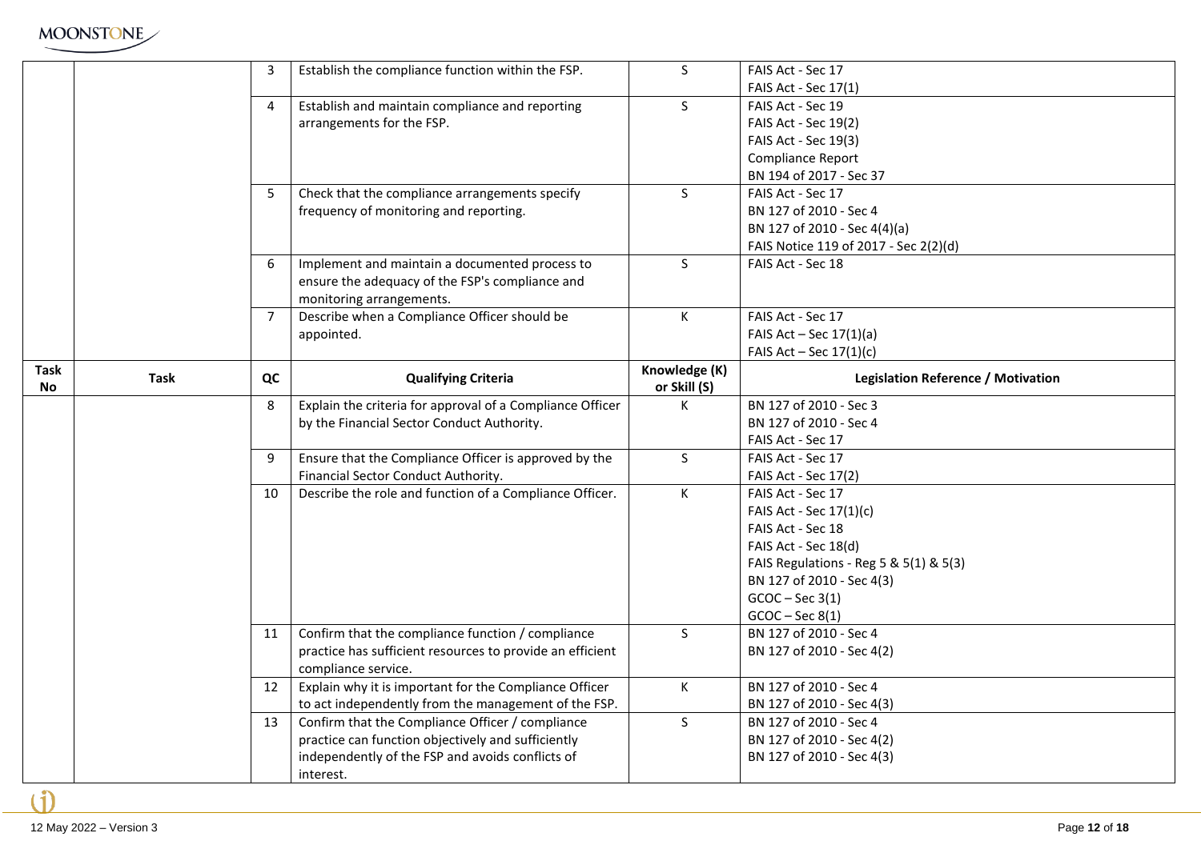| Task No | Task | QC | Qualifying Criteria | Knowledge (K) or Skill (S) | Legislation Reference / Motivation |
|---|---|---|---|---|---|
| | | 3 | Establish the compliance function within the FSP. | S | FAIS Act - Sec 17<br>FAIS Act - Sec 17(1) |
| | | 4 | Establish and maintain compliance and reporting arrangements for the FSP. | S | FAIS Act - Sec 19<br>FAIS Act - Sec 19(2)<br>FAIS Act - Sec 19(3)<br>Compliance Report<br>BN 194 of 2017 - Sec 37 |
| | | 5 | Check that the compliance arrangements specify frequency of monitoring and reporting. | S | FAIS Act - Sec 17<br>BN 127 of 2010 - Sec 4<br>BN 127 of 2010 - Sec 4(4)(a)<br>FAIS Notice 119 of 2017 - Sec 2(2)(d) |
| | | 6 | Implement and maintain a documented process to ensure the adequacy of the FSP's compliance and monitoring arrangements. | S | FAIS Act - Sec 18 |
| | | 7 | Describe when a Compliance Officer should be appointed. | K | FAIS Act - Sec 17<br>FAIS Act – Sec 17(1)(a)<br>FAIS Act – Sec 17(1)(c) |
| | | 8 | Explain the criteria for approval of a Compliance Officer by the Financial Sector Conduct Authority. | K | BN 127 of 2010 - Sec 3<br>BN 127 of 2010 - Sec 4<br>FAIS Act - Sec 17 |
| | | 9 | Ensure that the Compliance Officer is approved by the Financial Sector Conduct Authority. | S | FAIS Act - Sec 17<br>FAIS Act - Sec 17(2) |
| | | 10 | Describe the role and function of a Compliance Officer. | K | FAIS Act - Sec 17<br>FAIS Act - Sec 17(1)(c)<br>FAIS Act - Sec 18<br>FAIS Act - Sec 18(d)<br>FAIS Regulations - Reg 5 & 5(1) & 5(3)<br>BN 127 of 2010 - Sec 4(3)<br>GCOC – Sec 3(1)<br>GCOC – Sec 8(1) |
| | | 11 | Confirm that the compliance function / compliance practice has sufficient resources to provide an efficient compliance service. | S | BN 127 of 2010 - Sec 4<br>BN 127 of 2010 - Sec 4(2) |
| | | 12 | Explain why it is important for the Compliance Officer to act independently from the management of the FSP. | K | BN 127 of 2010 - Sec 4<br>BN 127 of 2010 - Sec 4(3) |
| | | 13 | Confirm that the Compliance Officer / compliance practice can function objectively and sufficiently independently of the FSP and avoids conflicts of interest. | S | BN 127 of 2010 - Sec 4<br>BN 127 of 2010 - Sec 4(2)<br>BN 127 of 2010 - Sec 4(3) |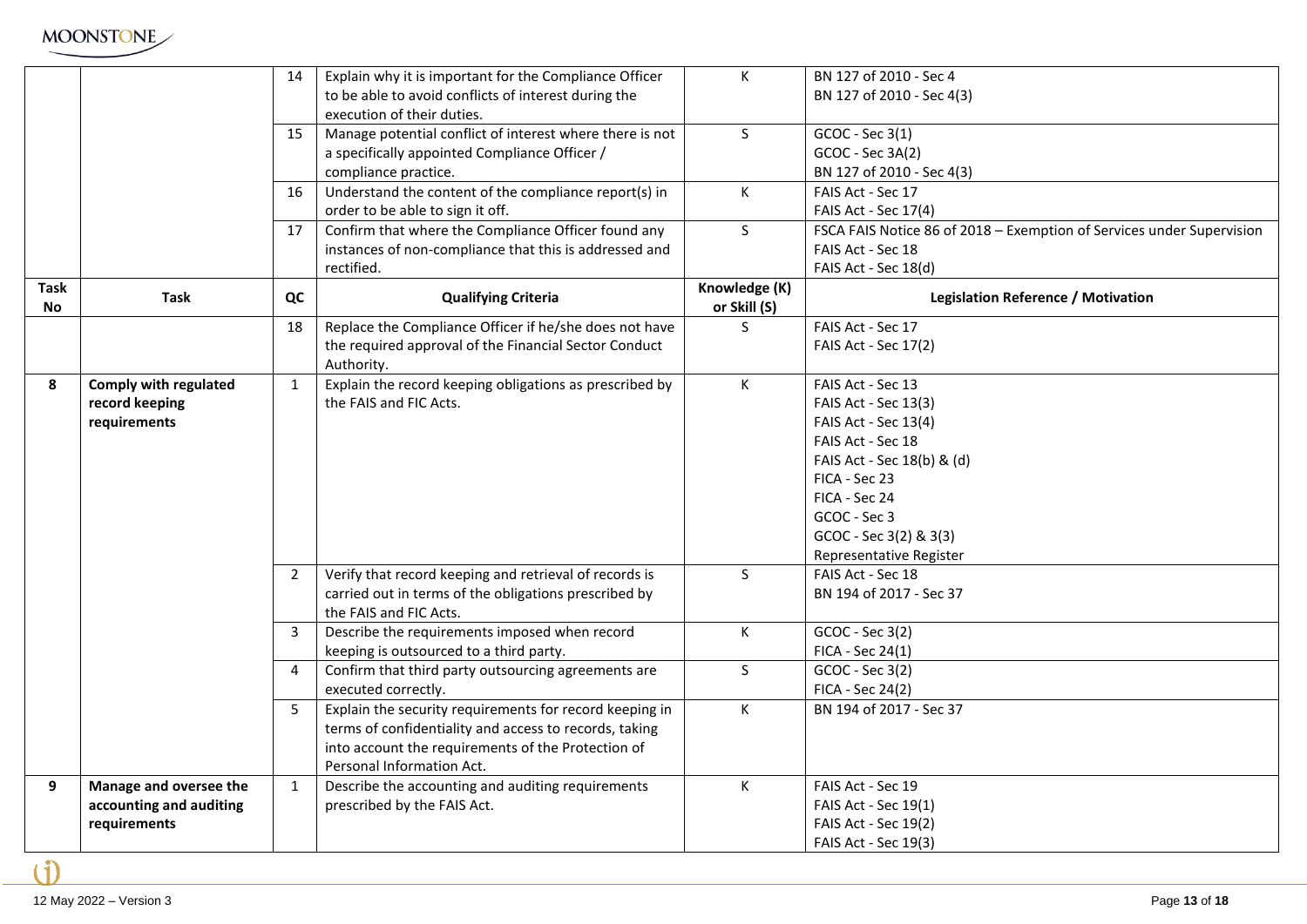| Task No | Task | QC | Qualifying Criteria | Knowledge (K) or Skill (S) | Legislation Reference / Motivation |
|---|---|---|---|---|---|
| | | 14 | Explain why it is important for the Compliance Officer to be able to avoid conflicts of interest during the execution of their duties. | K | BN 127 of 2010 - Sec 4<br>BN 127 of 2010 - Sec 4(3) |
| | | 15 | Manage potential conflict of interest where there is not a specifically appointed Compliance Officer / compliance practice. | S | GCOC - Sec 3(1)<br>GCOC - Sec 3A(2)<br>BN 127 of 2010 - Sec 4(3) |
| | | 16 | Understand the content of the compliance report(s) in order to be able to sign it off. | K | FAIS Act - Sec 17<br>FAIS Act - Sec 17(4) |
| | | 17 | Confirm that where the Compliance Officer found any instances of non-compliance that this is addressed and rectified. | S | FSCA FAIS Notice 86 of 2018 – Exemption of Services under Supervision<br>FAIS Act - Sec 18<br>FAIS Act - Sec 18(d) |
| | | 18 | Replace the Compliance Officer if he/she does not have the required approval of the Financial Sector Conduct Authority. | S | FAIS Act - Sec 17<br>FAIS Act - Sec 17(2) |
| 8 | **Comply with regulated record keeping requirements** | 1 | Explain the record keeping obligations as prescribed by the FAIS and FIC Acts. | K | FAIS Act - Sec 13<br>FAIS Act - Sec 13(3)<br>FAIS Act - Sec 13(4)<br>FAIS Act - Sec 18<br>FAIS Act - Sec 18(b) & (d)<br>FICA - Sec 23<br>FICA - Sec 24<br>GCOC - Sec 3<br>GCOC - Sec 3(2) & 3(3)<br>Representative Register |
| | | 2 | Verify that record keeping and retrieval of records is carried out in terms of the obligations prescribed by the FAIS and FIC Acts. | S | FAIS Act - Sec 18<br>BN 194 of 2017 - Sec 37 |
| | | 3 | Describe the requirements imposed when record keeping is outsourced to a third party. | K | GCOC - Sec 3(2)<br>FICA - Sec 24(1) |
| | | 4 | Confirm that third party outsourcing agreements are executed correctly. | S | GCOC - Sec 3(2)<br>FICA - Sec 24(2) |
| | | 5 | Explain the security requirements for record keeping in terms of confidentiality and access to records, taking into account the requirements of the Protection of Personal Information Act. | K | BN 194 of 2017 - Sec 37 |
| 9 | **Manage and oversee the accounting and auditing requirements** | 1 | Describe the accounting and auditing requirements prescribed by the FAIS Act. | K | FAIS Act - Sec 19<br>FAIS Act - Sec 19(1)<br>FAIS Act - Sec 19(2)<br>FAIS Act - Sec 19(3) |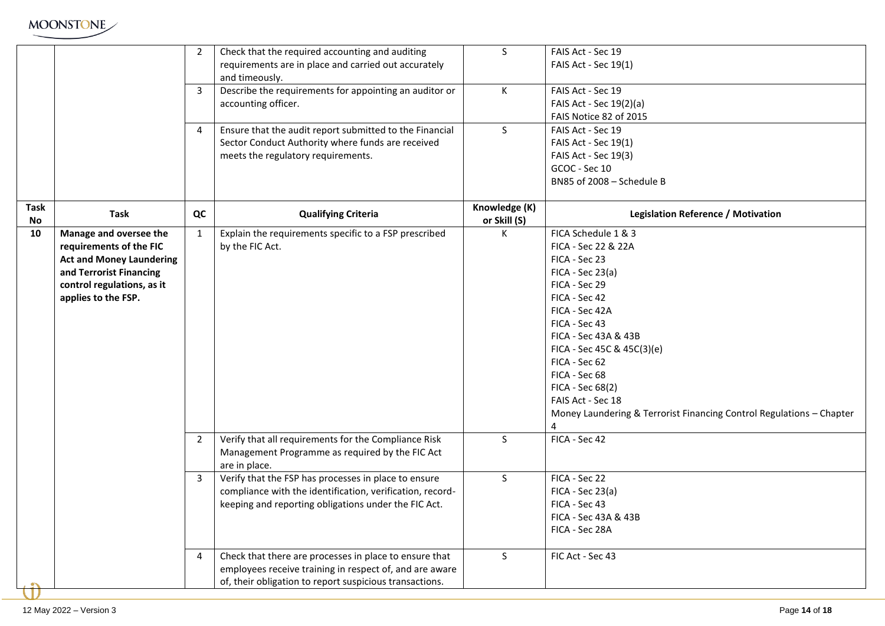| Task No | Task | QC | Qualifying Criteria | Knowledge (K) or Skill (S) | Legislation Reference / Motivation |
|---|---|---|---|---|---|
| | | 2 | Check that the required accounting and auditing requirements are in place and carried out accurately and timeously. | S | FAIS Act - Sec 19<br>FAIS Act - Sec 19(1) |
| | | 3 | Describe the requirements for appointing an auditor or accounting officer. | K | FAIS Act - Sec 19<br>FAIS Act - Sec 19(2)(a)<br>FAIS Notice 82 of 2015 |
| | | 4 | Ensure that the audit report submitted to the Financial Sector Conduct Authority where funds are received meets the regulatory requirements. | S | FAIS Act - Sec 19<br>FAIS Act - Sec 19(1)<br>FAIS Act - Sec 19(3)<br>GCOC - Sec 10<br>BN85 of 2008 – Schedule B |
| **Task No** | **Task** | **QC** | **Qualifying Criteria** | **Knowledge (K) or Skill (S)** | **Legislation Reference / Motivation** |
| **10** | **Manage and oversee the requirements of the FIC Act and Money Laundering and Terrorist Financing control regulations, as it applies to the FSP.** | 1 | Explain the requirements specific to a FSP prescribed by the FIC Act. | K | FICA Schedule 1 & 3<br>FICA - Sec 22 & 22A<br>FICA - Sec 23<br>FICA - Sec 23(a)<br>FICA - Sec 29<br>FICA - Sec 42<br>FICA - Sec 42A<br>FICA - Sec 43<br>FICA - Sec 43A & 43B<br>FICA - Sec 45C & 45C(3)(e)<br>FICA - Sec 62<br>FICA - Sec 68<br>FICA - Sec 68(2)<br>FAIS Act - Sec 18<br>Money Laundering & Terrorist Financing Control Regulations – Chapter 4 |
| | | 2 | Verify that all requirements for the Compliance Risk Management Programme as required by the FIC Act are in place. | S | FICA - Sec 42 |
| | | 3 | Verify that the FSP has processes in place to ensure compliance with the identification, verification, record-keeping and reporting obligations under the FIC Act. | S | FICA - Sec 22<br>FICA - Sec 23(a)<br>FICA - Sec 43<br>FICA - Sec 43A & 43B<br>FICA - Sec 28A |
| | | 4 | Check that there are processes in place to ensure that employees receive training in respect of, and are aware of, their obligation to report suspicious transactions. | S | FIC Act - Sec 43 |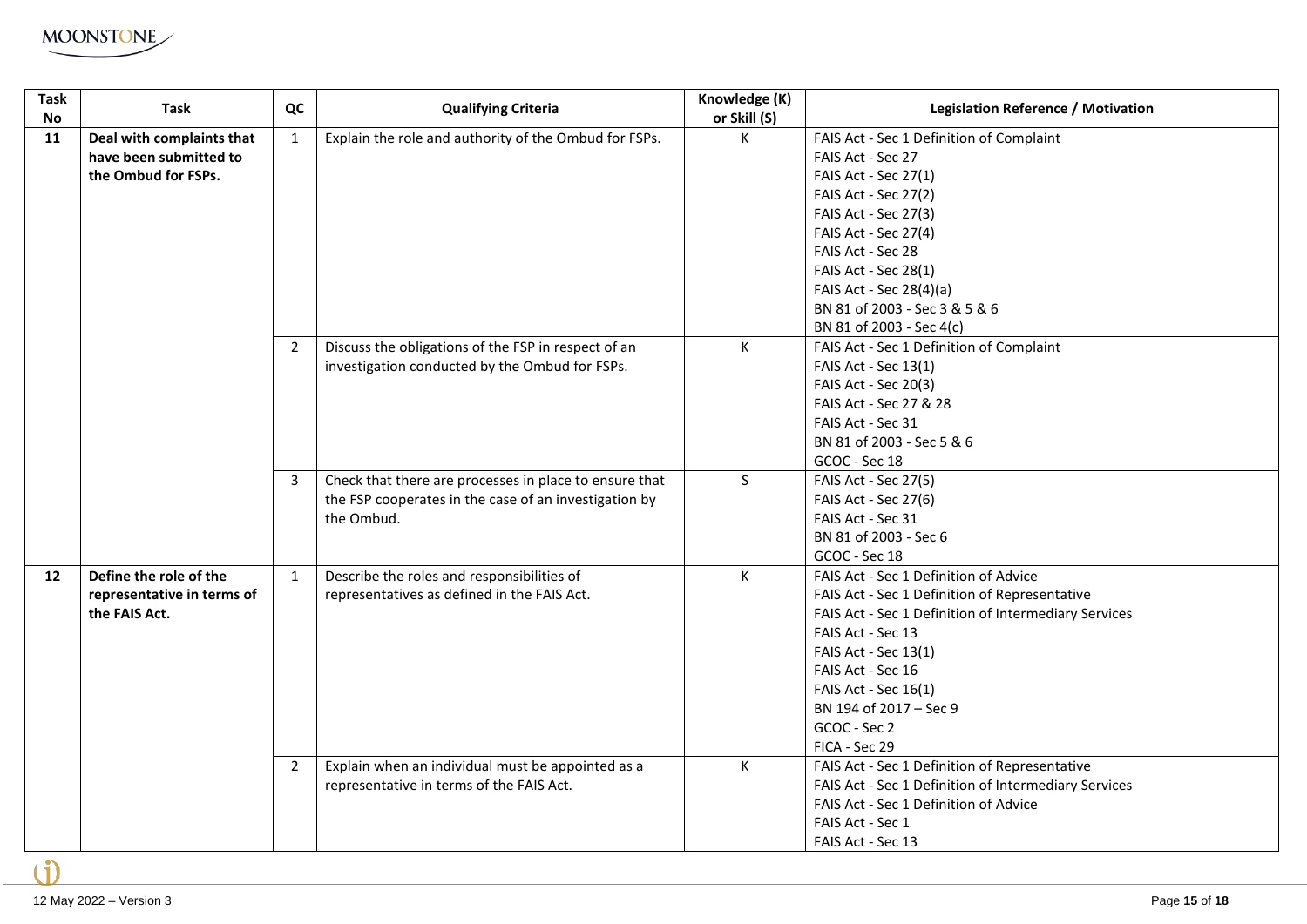| Task No | Task | QC | Qualifying Criteria | Knowledge (K) or Skill (S) | Legislation Reference / Motivation |
|---|---|---|---|---|---|
| 11 | **Deal with complaints that have been submitted to the Ombud for FSPs.** | 1 | Explain the role and authority of the Ombud for FSPs. | K | FAIS Act - Sec 1 Definition of Complaint<br>FAIS Act - Sec 27<br>FAIS Act - Sec 27(1)<br>FAIS Act - Sec 27(2)<br>FAIS Act - Sec 27(3)<br>FAIS Act - Sec 27(4)<br>FAIS Act - Sec 28<br>FAIS Act - Sec 28(1)<br>FAIS Act - Sec 28(4)(a)<br>BN 81 of 2003 - Sec 3 & 5 & 6<br>BN 81 of 2003 - Sec 4(c) |
| | | 2 | Discuss the obligations of the FSP in respect of an investigation conducted by the Ombud for FSPs. | K | FAIS Act - Sec 1 Definition of Complaint<br>FAIS Act - Sec 13(1)<br>FAIS Act - Sec 20(3)<br>FAIS Act - Sec 27 & 28<br>FAIS Act - Sec 31<br>BN 81 of 2003 - Sec 5 & 6<br>GCOC - Sec 18 |
| | | 3 | Check that there are processes in place to ensure that the FSP cooperates in the case of an investigation by the Ombud. | S | FAIS Act - Sec 27(5)<br>FAIS Act - Sec 27(6)<br>FAIS Act - Sec 31<br>BN 81 of 2003 - Sec 6<br>GCOC - Sec 18 |
| 12 | **Define the role of the representative in terms of the FAIS Act.** | 1 | Describe the roles and responsibilities of representatives as defined in the FAIS Act. | K | FAIS Act - Sec 1 Definition of Advice<br>FAIS Act - Sec 1 Definition of Representative<br>FAIS Act - Sec 1 Definition of Intermediary Services<br>FAIS Act - Sec 13<br>FAIS Act - Sec 13(1)<br>FAIS Act - Sec 16<br>FAIS Act - Sec 16(1)<br>BN 194 of 2017 – Sec 9<br>GCOC - Sec 2<br>FICA - Sec 29 |
| | | 2 | Explain when an individual must be appointed as a representative in terms of the FAIS Act. | K | FAIS Act - Sec 1 Definition of Representative<br>FAIS Act - Sec 1 Definition of Intermediary Services<br>FAIS Act - Sec 1 Definition of Advice<br>FAIS Act - Sec 1<br>FAIS Act - Sec 13 |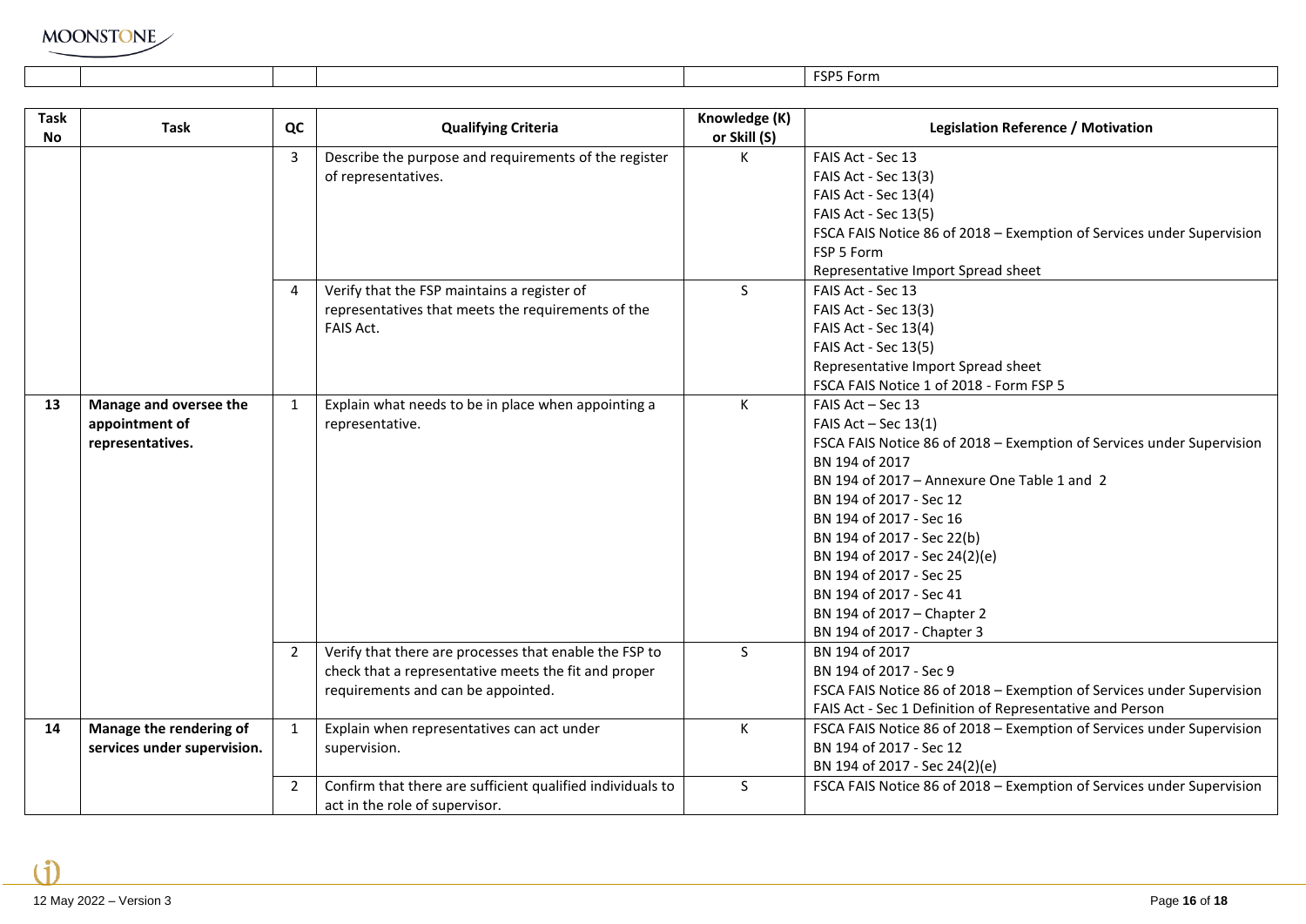| | | | | | FSP5 Form |
|---|---|---|---|---|---|

| Task No | Task | QC | Qualifying Criteria | Knowledge (K) or Skill (S) | Legislation Reference / Motivation |
|---|---|---|---|---|---|
| | | 3 | Describe the purpose and requirements of the register of representatives. | K | FAIS Act - Sec 13<br>FAIS Act - Sec 13(3)<br>FAIS Act - Sec 13(4)<br>FAIS Act - Sec 13(5)<br>FSCA FAIS Notice 86 of 2018 – Exemption of Services under Supervision<br>FSP 5 Form<br>Representative Import Spread sheet |
| | | 4 | Verify that the FSP maintains a register of representatives that meets the requirements of the FAIS Act. | S | FAIS Act - Sec 13<br>FAIS Act - Sec 13(3)<br>FAIS Act - Sec 13(4)<br>FAIS Act - Sec 13(5)<br>Representative Import Spread sheet<br>FSCA FAIS Notice 1 of 2018 - Form FSP 5 |
| **13** | **Manage and oversee the appointment of representatives.** | 1 | Explain what needs to be in place when appointing a representative. | K | FAIS Act – Sec 13<br>FAIS Act – Sec 13(1)<br>FSCA FAIS Notice 86 of 2018 – Exemption of Services under Supervision<br>BN 194 of 2017<br>BN 194 of 2017 – Annexure One Table 1 and 2<br>BN 194 of 2017 - Sec 12<br>BN 194 of 2017 - Sec 16<br>BN 194 of 2017 - Sec 22(b)<br>BN 194 of 2017 - Sec 24(2)(e)<br>BN 194 of 2017 - Sec 25<br>BN 194 of 2017 - Sec 41<br>BN 194 of 2017 – Chapter 2<br>BN 194 of 2017 - Chapter 3 |
| | | 2 | Verify that there are processes that enable the FSP to check that a representative meets the fit and proper requirements and can be appointed. | S | BN 194 of 2017<br>BN 194 of 2017 - Sec 9<br>FSCA FAIS Notice 86 of 2018 – Exemption of Services under Supervision<br>FAIS Act - Sec 1 Definition of Representative and Person |
| **14** | **Manage the rendering of services under supervision.** | 1 | Explain when representatives can act under supervision. | K | FSCA FAIS Notice 86 of 2018 – Exemption of Services under Supervision<br>BN 194 of 2017 - Sec 12<br>BN 194 of 2017 - Sec 24(2)(e) |
| | | 2 | Confirm that there are sufficient qualified individuals to act in the role of supervisor. | S | FSCA FAIS Notice 86 of 2018 – Exemption of Services under Supervision |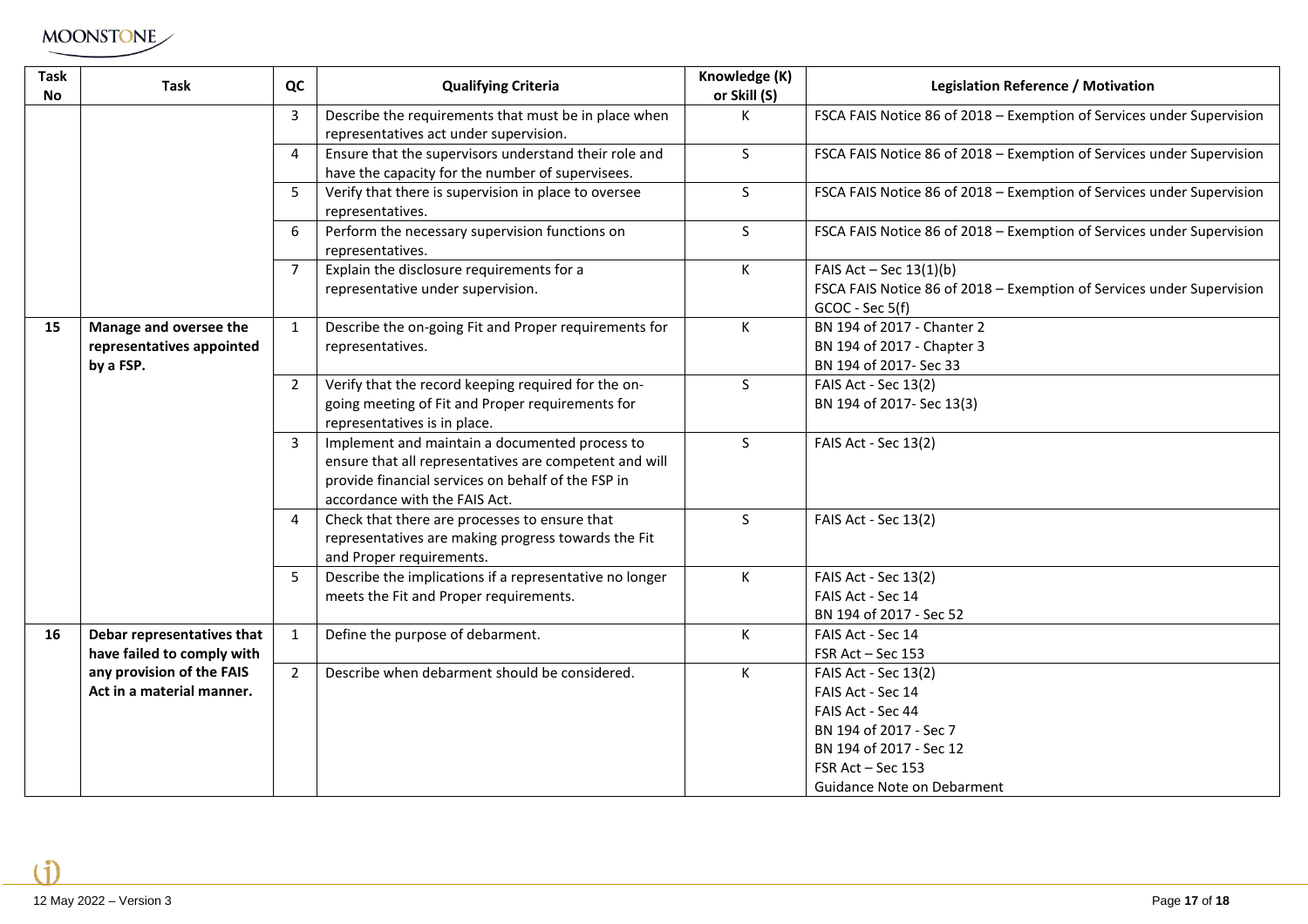| Task No | Task | QC | Qualifying Criteria | Knowledge (K) or Skill (S) | Legislation Reference / Motivation |
|---|---|---|---|---|---|
| | | 3 | Describe the requirements that must be in place when representatives act under supervision. | K | FSCA FAIS Notice 86 of 2018 – Exemption of Services under Supervision |
| | | 4 | Ensure that the supervisors understand their role and have the capacity for the number of supervisees. | S | FSCA FAIS Notice 86 of 2018 – Exemption of Services under Supervision |
| | | 5 | Verify that there is supervision in place to oversee representatives. | S | FSCA FAIS Notice 86 of 2018 – Exemption of Services under Supervision |
| | | 6 | Perform the necessary supervision functions on representatives. | S | FSCA FAIS Notice 86 of 2018 – Exemption of Services under Supervision |
| | | 7 | Explain the disclosure requirements for a representative under supervision. | K | FAIS Act – Sec 13(1)(b)<br>FSCA FAIS Notice 86 of 2018 – Exemption of Services under Supervision<br>GCOC - Sec 5(f) |
| 15 | **Manage and oversee the representatives appointed by a FSP.** | 1 | Describe the on-going Fit and Proper requirements for representatives. | K | BN 194 of 2017 - Chanter 2<br>BN 194 of 2017 - Chapter 3<br>BN 194 of 2017- Sec 33 |
| | | 2 | Verify that the record keeping required for the on-going meeting of Fit and Proper requirements for representatives is in place. | S | FAIS Act - Sec 13(2)<br>BN 194 of 2017- Sec 13(3) |
| | | 3 | Implement and maintain a documented process to ensure that all representatives are competent and will provide financial services on behalf of the FSP in accordance with the FAIS Act. | S | FAIS Act - Sec 13(2) |
| | | 4 | Check that there are processes to ensure that representatives are making progress towards the Fit and Proper requirements. | S | FAIS Act - Sec 13(2) |
| | | 5 | Describe the implications if a representative no longer meets the Fit and Proper requirements. | K | FAIS Act - Sec 13(2)<br>FAIS Act - Sec 14<br>BN 194 of 2017 - Sec 52 |
| 16 | **Debar representatives that have failed to comply with any provision of the FAIS Act in a material manner.** | 1 | Define the purpose of debarment. | K | FAIS Act - Sec 14<br>FSR Act – Sec 153 |
| | | 2 | Describe when debarment should be considered. | K | FAIS Act - Sec 13(2)<br>FAIS Act - Sec 14<br>FAIS Act - Sec 44<br>BN 194 of 2017 - Sec 7<br>BN 194 of 2017 - Sec 12<br>FSR Act – Sec 153<br>Guidance Note on Debarment |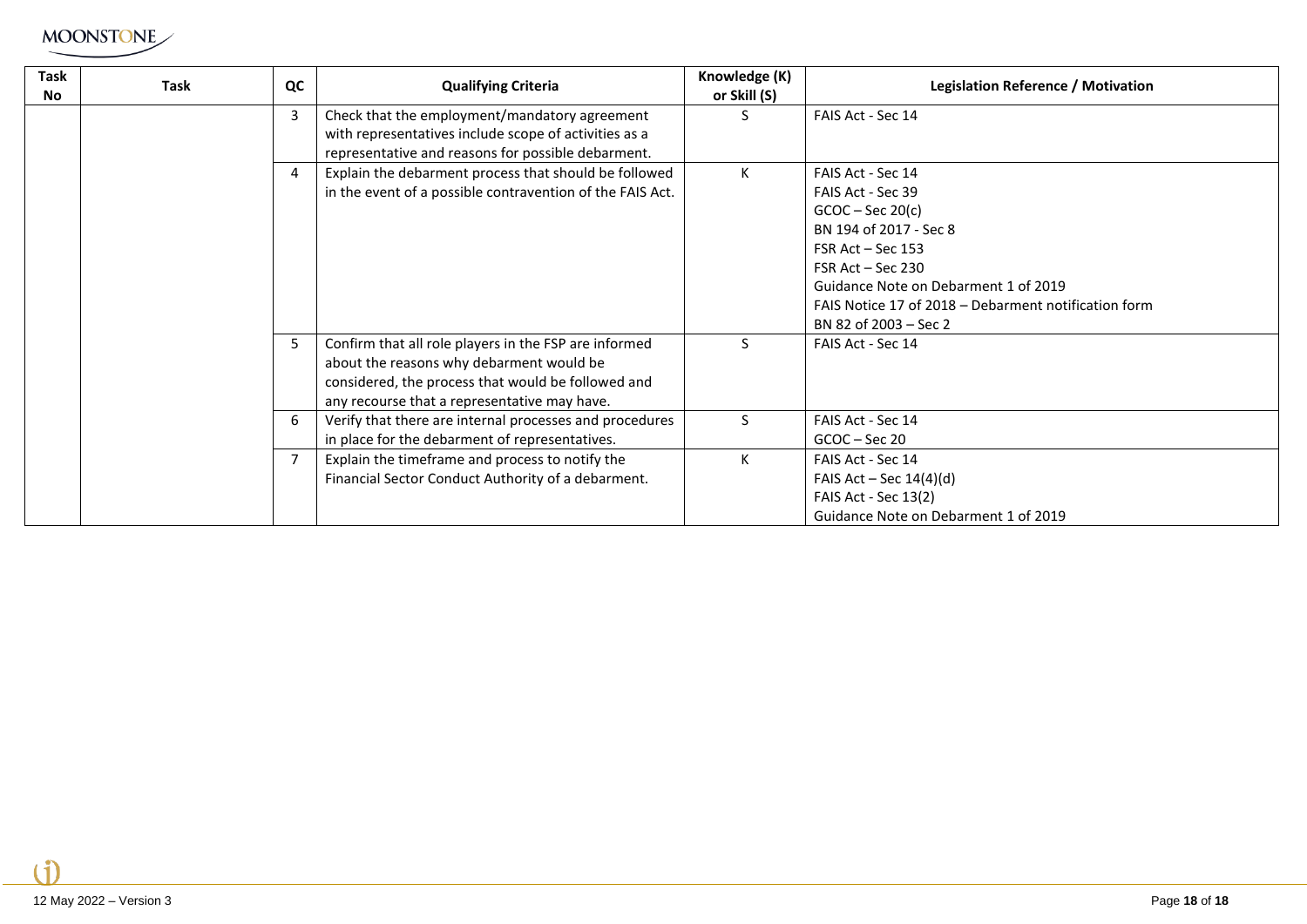| Task No | Task | QC | Qualifying Criteria | Knowledge (K) or Skill (S) | Legislation Reference / Motivation |
|---|---|---|---|---|---|
| | | 3 | Check that the employment/mandatory agreement with representatives include scope of activities as a representative and reasons for possible debarment. | S | FAIS Act - Sec 14 |
| | | 4 | Explain the debarment process that should be followed in the event of a possible contravention of the FAIS Act. | K | FAIS Act - Sec 14<br>FAIS Act - Sec 39<br>GCOC – Sec 20(c)<br>BN 194 of 2017 - Sec 8<br>FSR Act – Sec 153<br>FSR Act – Sec 230<br>Guidance Note on Debarment 1 of 2019<br>FAIS Notice 17 of 2018 – Debarment notification form<br>BN 82 of 2003 – Sec 2 |
| | | 5 | Confirm that all role players in the FSP are informed about the reasons why debarment would be considered, the process that would be followed and any recourse that a representative may have. | S | FAIS Act - Sec 14 |
| | | 6 | Verify that there are internal processes and procedures in place for the debarment of representatives. | S | FAIS Act - Sec 14<br>GCOC – Sec 20 |
| | | 7 | Explain the timeframe and process to notify the Financial Sector Conduct Authority of a debarment. | K | FAIS Act - Sec 14<br>FAIS Act – Sec 14(4)(d)<br>FAIS Act - Sec 13(2)<br>Guidance Note on Debarment 1 of 2019 |